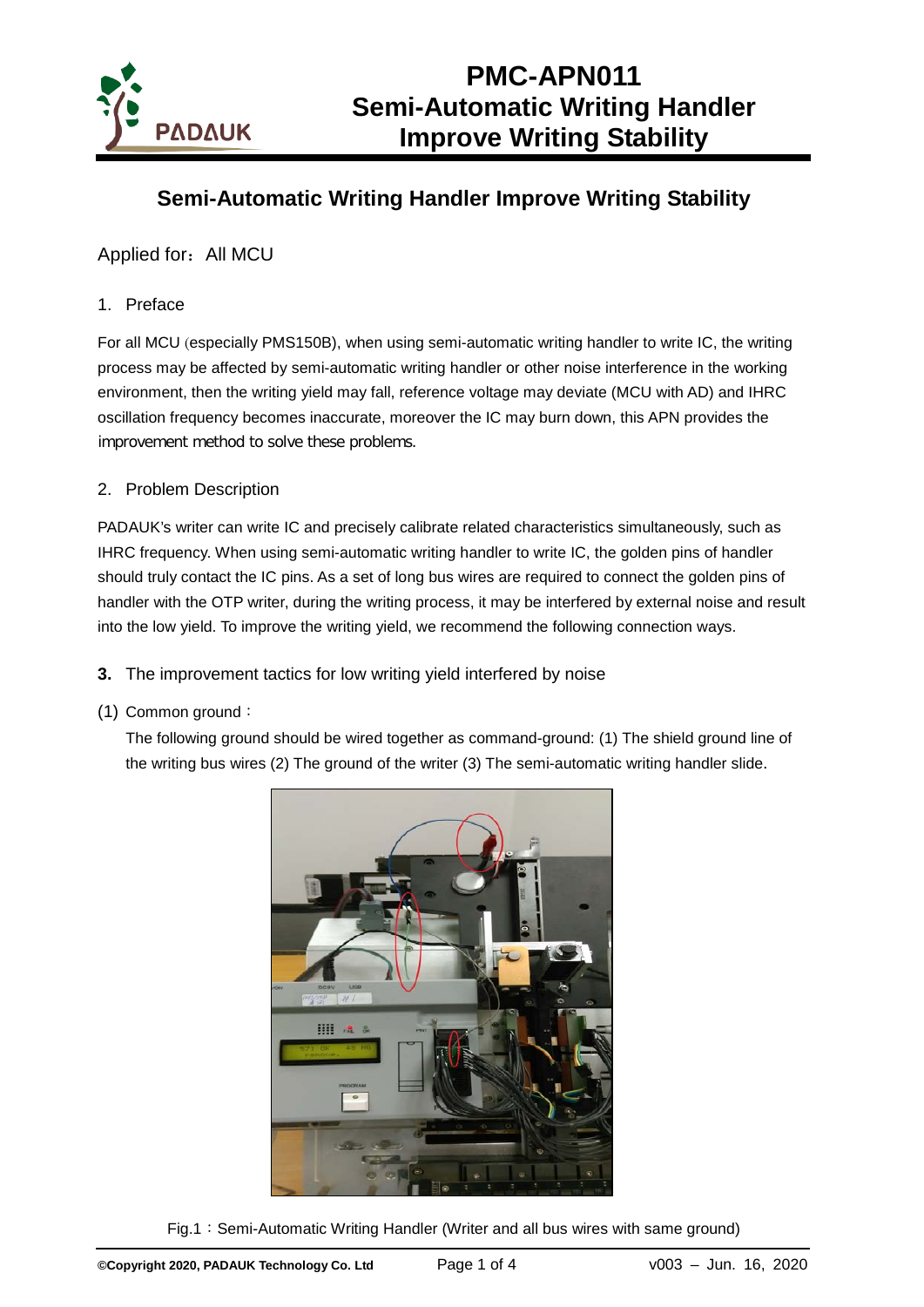# Semi-Automatic Writing Handler Improve Writing Stability

Applied for：All MCU

## 1. Preface

For all MCU (especially PMS150B), when using semi-automatic writing handler to write IC, the writing process may be affected by semi-automatic writing handler or other noise interference in the working environment, then the writing yield may fall, reference voltage may deviate (MCU with AD) and IHRC oscillation frequency becomes inaccurate, moreover the IC may burn down, this APN provides the improvement method to solve these problems.

## 2. Problem Description

PADAUK's writer can write IC and precisely calibrate related characteristics simultaneously, such as IHRC frequency. When using semi-automatic writing handler to write IC, the golden pins of handler should truly contact the IC pins. As a set of long bus wires are required to connect the golden pins of handler with the OTP writer, during the writing process, it may be interfered by external noise and result into the low yield. To improve the writing yield, we recommend the following connection ways.

## 3. The improvement tactics for low writing yield interfered by noise

(1) Common ground：

The following ground should be wired together as command-ground: (1) The shield ground line of the writing bus wires (2) The ground of the writer (3) The semi-automatic writing handler slide.

Fig.1：Semi-Automatic Writing Handler (Writer and all bus wires with same ground)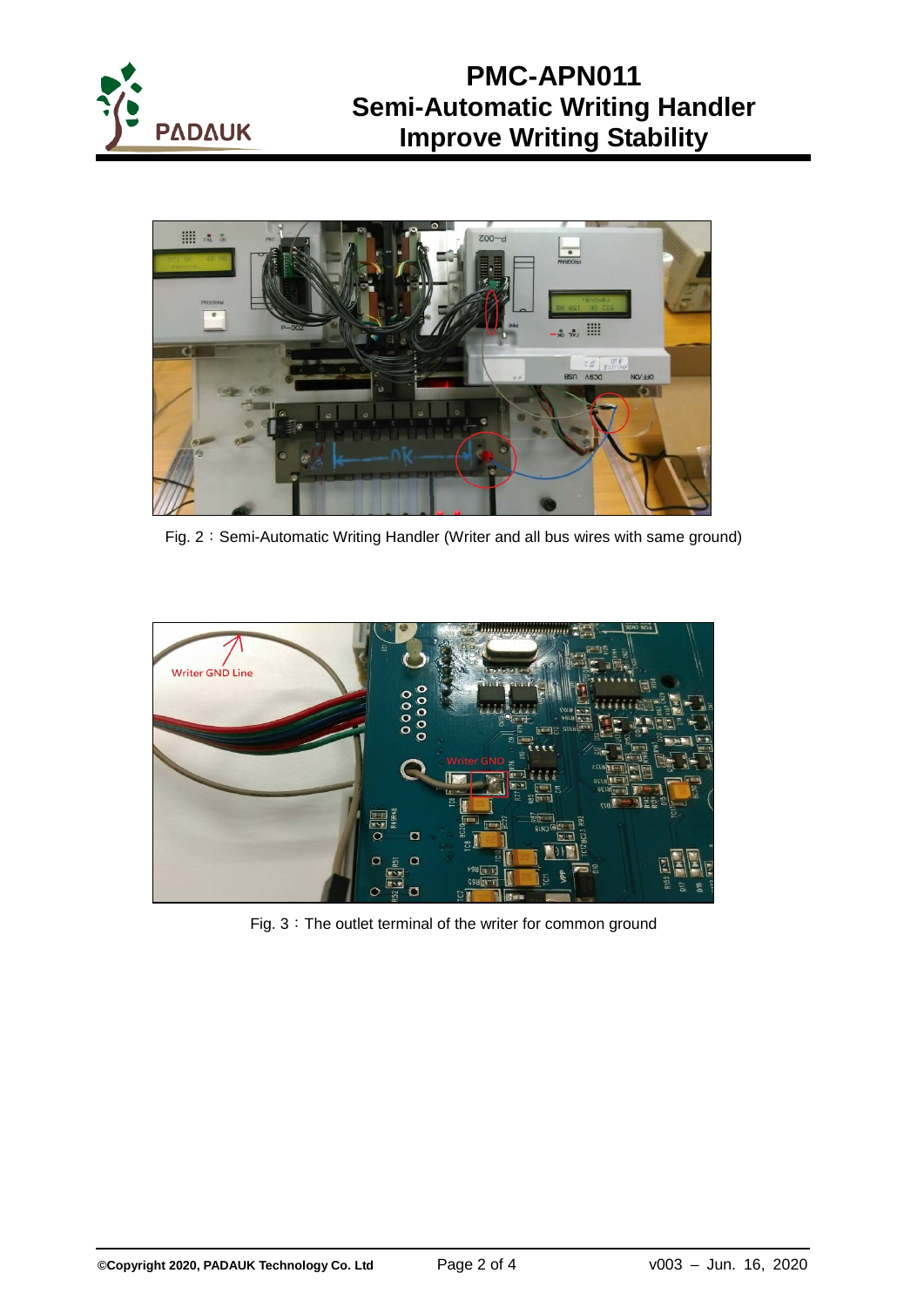Fig. 2：Semi-Automatic Writing Handler (Writer and all bus wires with same ground)

Fig. 3：The outlet terminal of the writer for common ground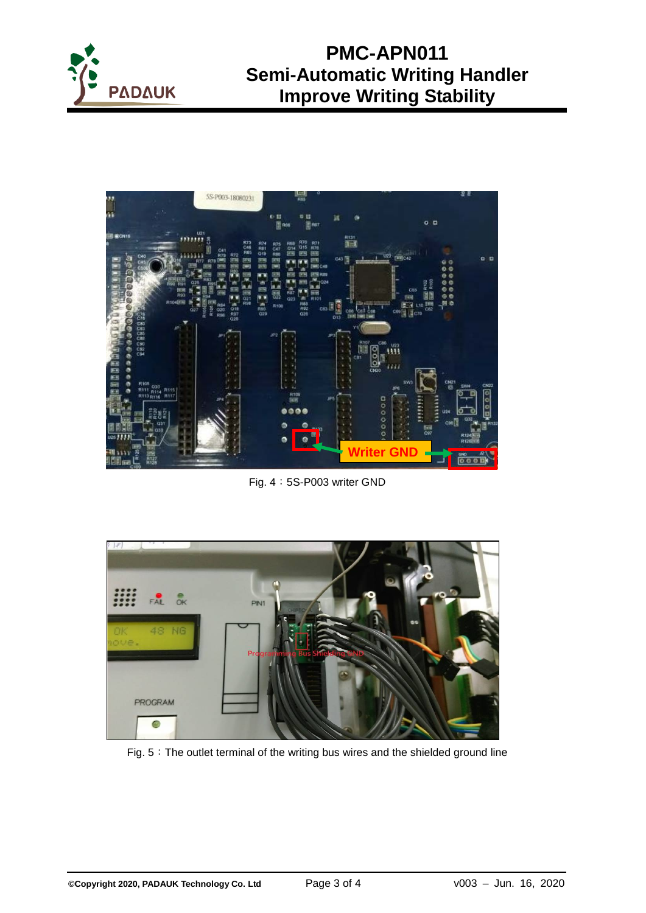Fig. 4：5S-P003 writer GND

Fig. 5：The outlet terminal of the writing bus wires and the shielded ground line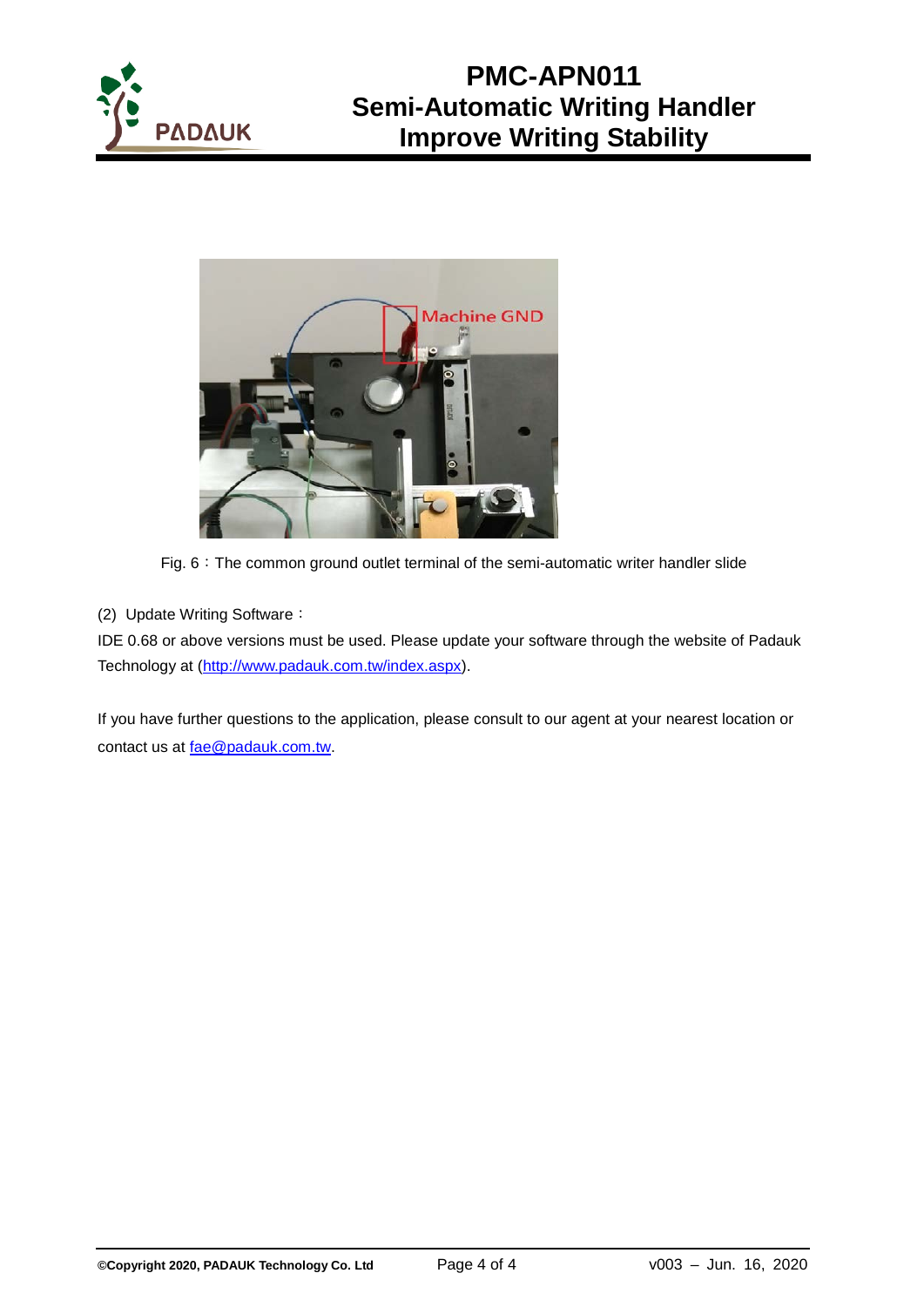Fig. 6：The common ground outlet terminal of the semi-automatic writer handler slide

(2) Update Writing Software：

IDE 0.68 or above versions must be used. Please update your software through the website of Padauk Technology at (http://www.padauk.com.tw/index.aspx).

If you have further questions to the application, please consult to our agent at your nearest location or contact us at fae@padauk.com.tw.